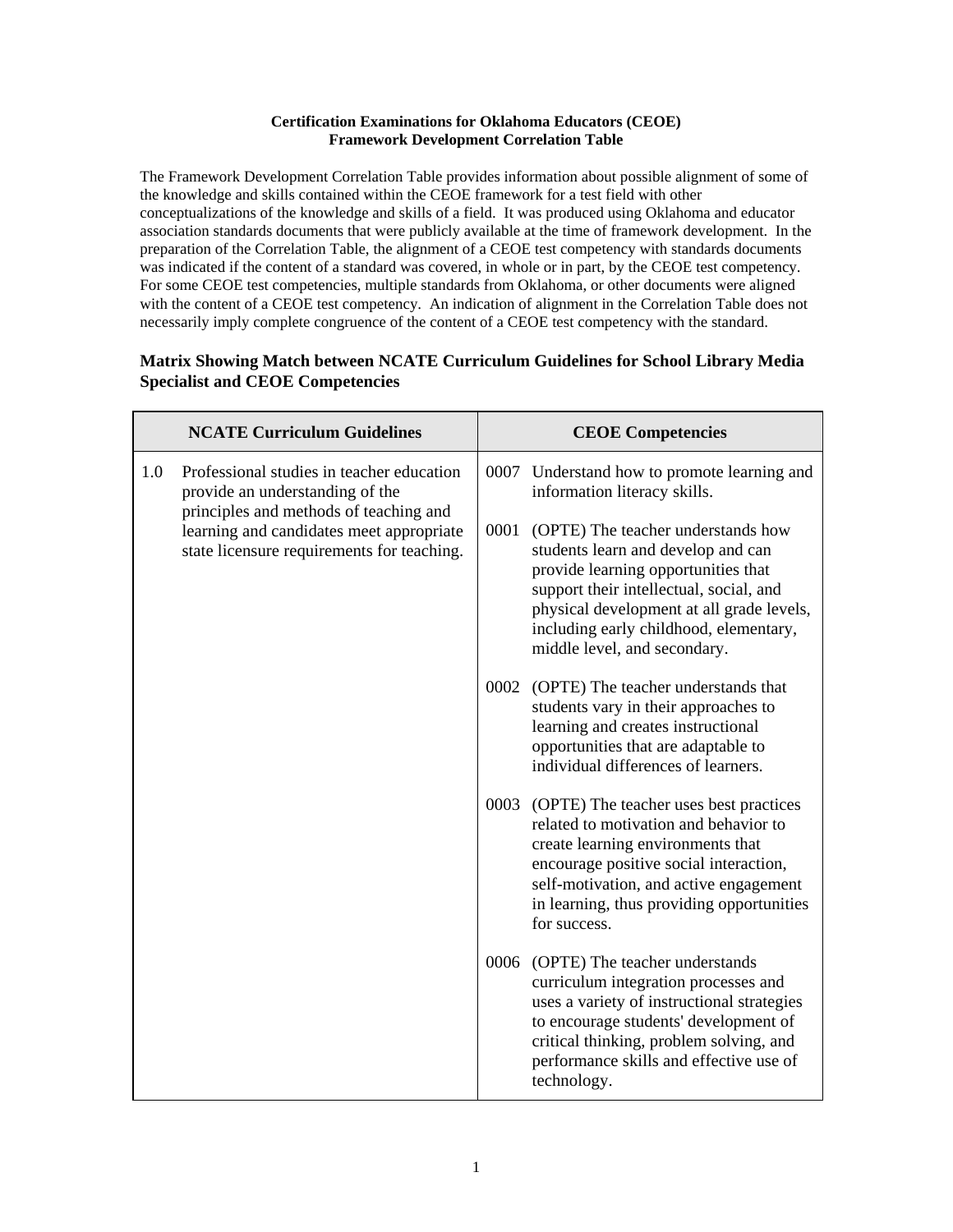**Certification Examinations for Oklahoma Educators (CEOE)**
**Framework Development Correlation Table**

The Framework Development Correlation Table provides information about possible alignment of some of the knowledge and skills contained within the CEOE framework for a test field with other conceptualizations of the knowledge and skills of a field. It was produced using Oklahoma and educator association standards documents that were publicly available at the time of framework development. In the preparation of the Correlation Table, the alignment of a CEOE test competency with standards documents was indicated if the content of a standard was covered, in whole or in part, by the CEOE test competency. For some CEOE test competencies, multiple standards from Oklahoma, or other documents were aligned with the content of a CEOE test competency. An indication of alignment in the Correlation Table does not necessarily imply complete congruence of the content of a CEOE test competency with the standard.

## Matrix Showing Match between NCATE Curriculum Guidelines for School Library Media Specialist and CEOE Competencies

| NCATE Curriculum Guidelines | CEOE Competencies |
|---|---|
| 1.0 Professional studies in teacher education provide an understanding of the principles and methods of teaching and learning and candidates meet appropriate state licensure requirements for teaching. | 0007 Understand how to promote learning and information literacy skills. |
| | 0001 (OPTE) The teacher understands how students learn and develop and can provide learning opportunities that support their intellectual, social, and physical development at all grade levels, including early childhood, elementary, middle level, and secondary. |
| | 0002 (OPTE) The teacher understands that students vary in their approaches to learning and creates instructional opportunities that are adaptable to individual differences of learners. |
| | 0003 (OPTE) The teacher uses best practices related to motivation and behavior to create learning environments that encourage positive social interaction, self-motivation, and active engagement in learning, thus providing opportunities for success. |
| | 0006 (OPTE) The teacher understands curriculum integration processes and uses a variety of instructional strategies to encourage students' development of critical thinking, problem solving, and performance skills and effective use of technology. |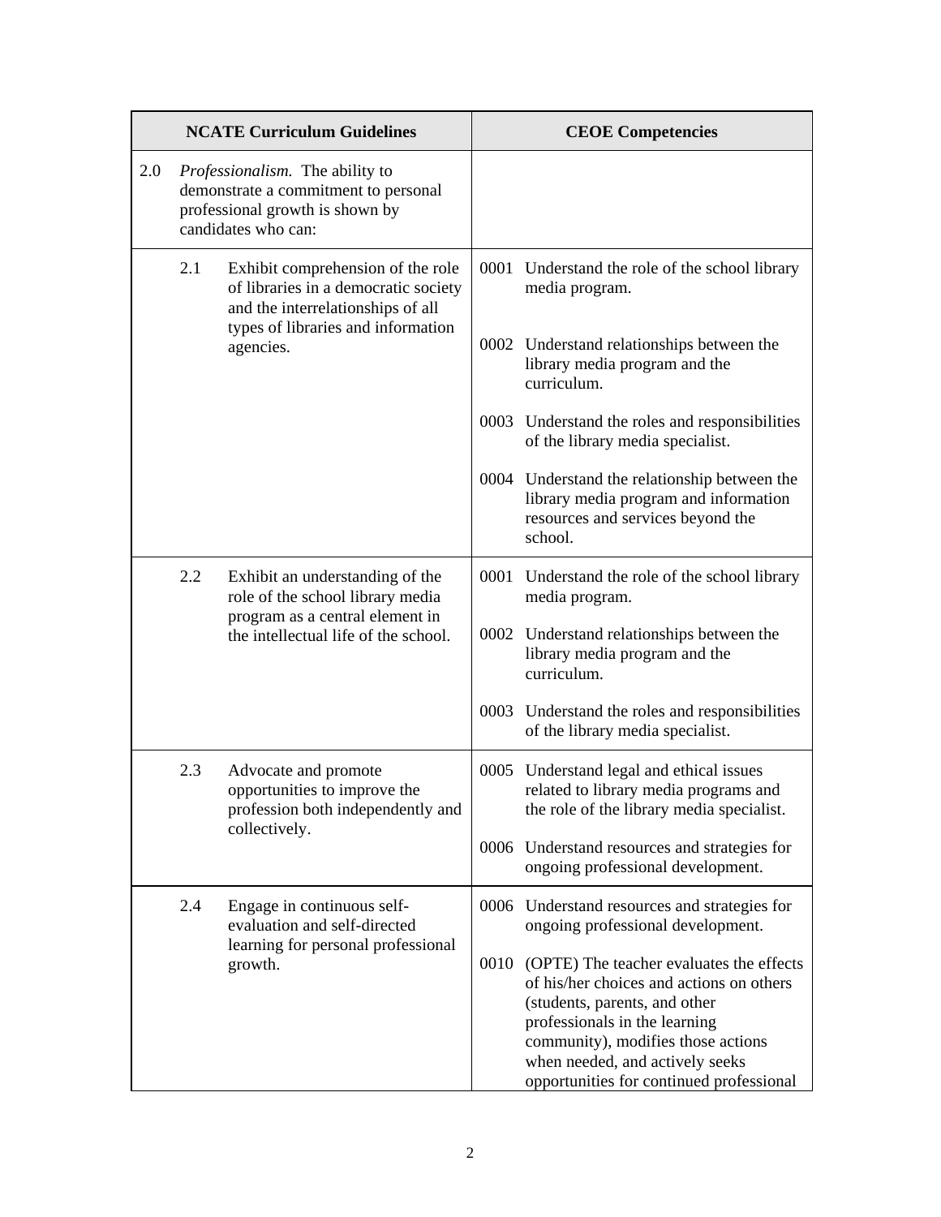| NCATE Curriculum Guidelines | CEOE Competencies |
|---|---|
| 2.0 *Professionalism.* The ability to demonstrate a commitment to personal professional growth is shown by candidates who can: | |
| 2.1 Exhibit comprehension of the role of libraries in a democratic society and the interrelationships of all types of libraries and information agencies. | 0001 Understand the role of the school library media program.<br><br>0002 Understand relationships between the library media program and the curriculum.<br><br>0003 Understand the roles and responsibilities of the library media specialist.<br><br>0004 Understand the relationship between the library media program and information resources and services beyond the school. |
| 2.2 Exhibit an understanding of the role of the school library media program as a central element in the intellectual life of the school. | 0001 Understand the role of the school library media program.<br><br>0002 Understand relationships between the library media program and the curriculum.<br><br>0003 Understand the roles and responsibilities of the library media specialist. |
| 2.3 Advocate and promote opportunities to improve the profession both independently and collectively. | 0005 Understand legal and ethical issues related to library media programs and the role of the library media specialist.<br><br>0006 Understand resources and strategies for ongoing professional development. |
| 2.4 Engage in continuous self-evaluation and self-directed learning for personal professional growth. | 0006 Understand resources and strategies for ongoing professional development.<br><br>0010 (OPTE) The teacher evaluates the effects of his/her choices and actions on others (students, parents, and other professionals in the learning community), modifies those actions when needed, and actively seeks opportunities for continued professional |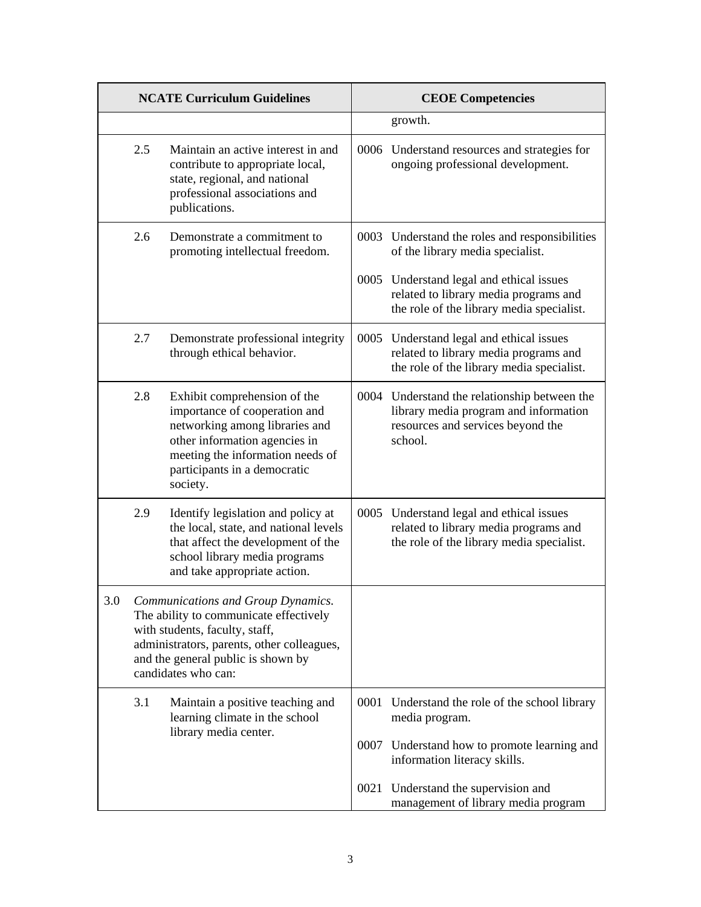| NCATE Curriculum Guidelines | CEOE Competencies |
|---|---|
| | growth. |
| 2.5 Maintain an active interest in and contribute to appropriate local, state, regional, and national professional associations and publications. | 0006 Understand resources and strategies for ongoing professional development. |
| 2.6 Demonstrate a commitment to promoting intellectual freedom. | 0003 Understand the roles and responsibilities of the library media specialist.<br><br>0005 Understand legal and ethical issues related to library media programs and the role of the library media specialist. |
| 2.7 Demonstrate professional integrity through ethical behavior. | 0005 Understand legal and ethical issues related to library media programs and the role of the library media specialist. |
| 2.8 Exhibit comprehension of the importance of cooperation and networking among libraries and other information agencies in meeting the information needs of participants in a democratic society. | 0004 Understand the relationship between the library media program and information resources and services beyond the school. |
| 2.9 Identify legislation and policy at the local, state, and national levels that affect the development of the school library media programs and take appropriate action. | 0005 Understand legal and ethical issues related to library media programs and the role of the library media specialist. |
| 3.0 *Communications and Group Dynamics.* The ability to communicate effectively with students, faculty, staff, administrators, parents, other colleagues, and the general public is shown by candidates who can: | |
| 3.1 Maintain a positive teaching and learning climate in the school library media center. | 0001 Understand the role of the school library media program.<br><br>0007 Understand how to promote learning and information literacy skills.<br><br>0021 Understand the supervision and management of library media program |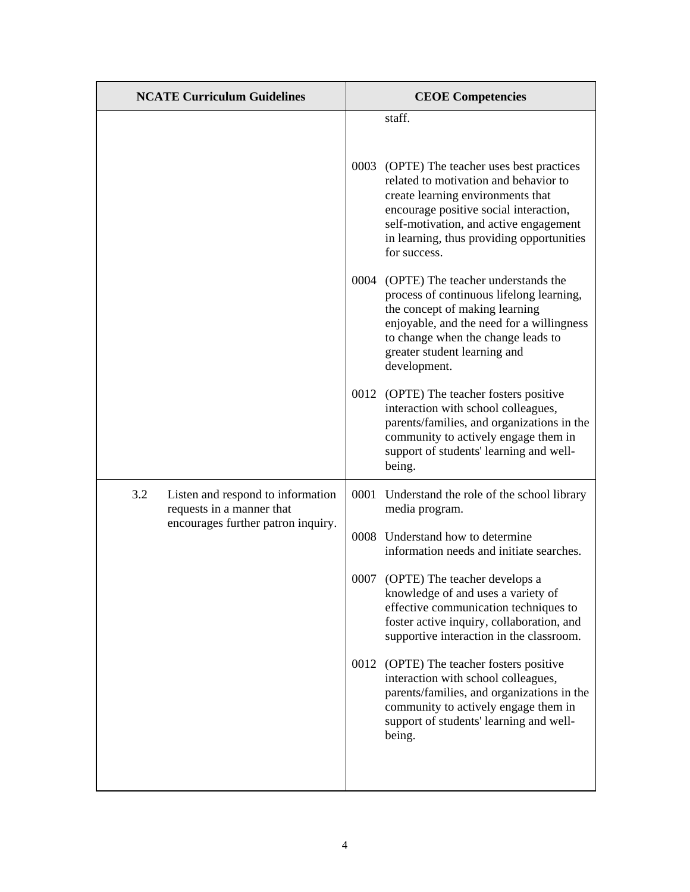| NCATE Curriculum Guidelines | CEOE Competencies |
|---|---|
| | staff.<br><br>0003 (OPTE) The teacher uses best practices related to motivation and behavior to create learning environments that encourage positive social interaction, self-motivation, and active engagement in learning, thus providing opportunities for success.<br><br>0004 (OPTE) The teacher understands the process of continuous lifelong learning, the concept of making learning enjoyable, and the need for a willingness to change when the change leads to greater student learning and development.<br><br>0012 (OPTE) The teacher fosters positive interaction with school colleagues, parents/families, and organizations in the community to actively engage them in support of students' learning and well-being. |
| 3.2 Listen and respond to information requests in a manner that encourages further patron inquiry. | 0001 Understand the role of the school library media program.<br><br>0008 Understand how to determine information needs and initiate searches.<br><br>0007 (OPTE) The teacher develops a knowledge of and uses a variety of effective communication techniques to foster active inquiry, collaboration, and supportive interaction in the classroom.<br><br>0012 (OPTE) The teacher fosters positive interaction with school colleagues, parents/families, and organizations in the community to actively engage them in support of students' learning and well-being. |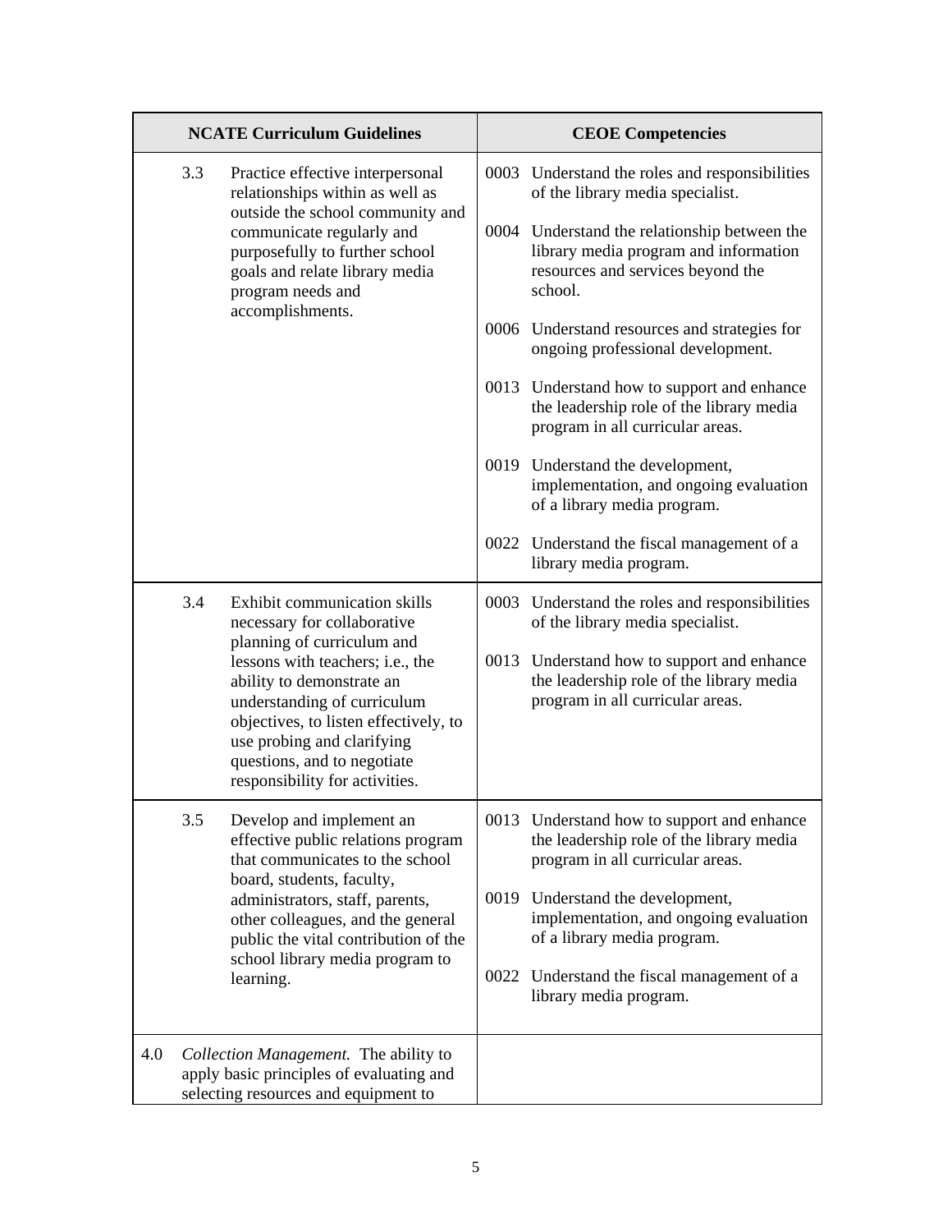| NCATE Curriculum Guidelines | CEOE Competencies |
|---|---|
| 3.3 Practice effective interpersonal relationships within as well as outside the school community and communicate regularly and purposefully to further school goals and relate library media program needs and accomplishments. | 0003 Understand the roles and responsibilities of the library media specialist.<br><br>0004 Understand the relationship between the library media program and information resources and services beyond the school.<br><br>0006 Understand resources and strategies for ongoing professional development.<br><br>0013 Understand how to support and enhance the leadership role of the library media program in all curricular areas.<br><br>0019 Understand the development, implementation, and ongoing evaluation of a library media program.<br><br>0022 Understand the fiscal management of a library media program. |
| 3.4 Exhibit communication skills necessary for collaborative planning of curriculum and lessons with teachers; i.e., the ability to demonstrate an understanding of curriculum objectives, to listen effectively, to use probing and clarifying questions, and to negotiate responsibility for activities. | 0003 Understand the roles and responsibilities of the library media specialist.<br><br>0013 Understand how to support and enhance the leadership role of the library media program in all curricular areas. |
| 3.5 Develop and implement an effective public relations program that communicates to the school board, students, faculty, administrators, staff, parents, other colleagues, and the general public the vital contribution of the school library media program to learning. | 0013 Understand how to support and enhance the leadership role of the library media program in all curricular areas.<br><br>0019 Understand the development, implementation, and ongoing evaluation of a library media program.<br><br>0022 Understand the fiscal management of a library media program. |
| 4.0 *Collection Management.* The ability to apply basic principles of evaluating and selecting resources and equipment to | |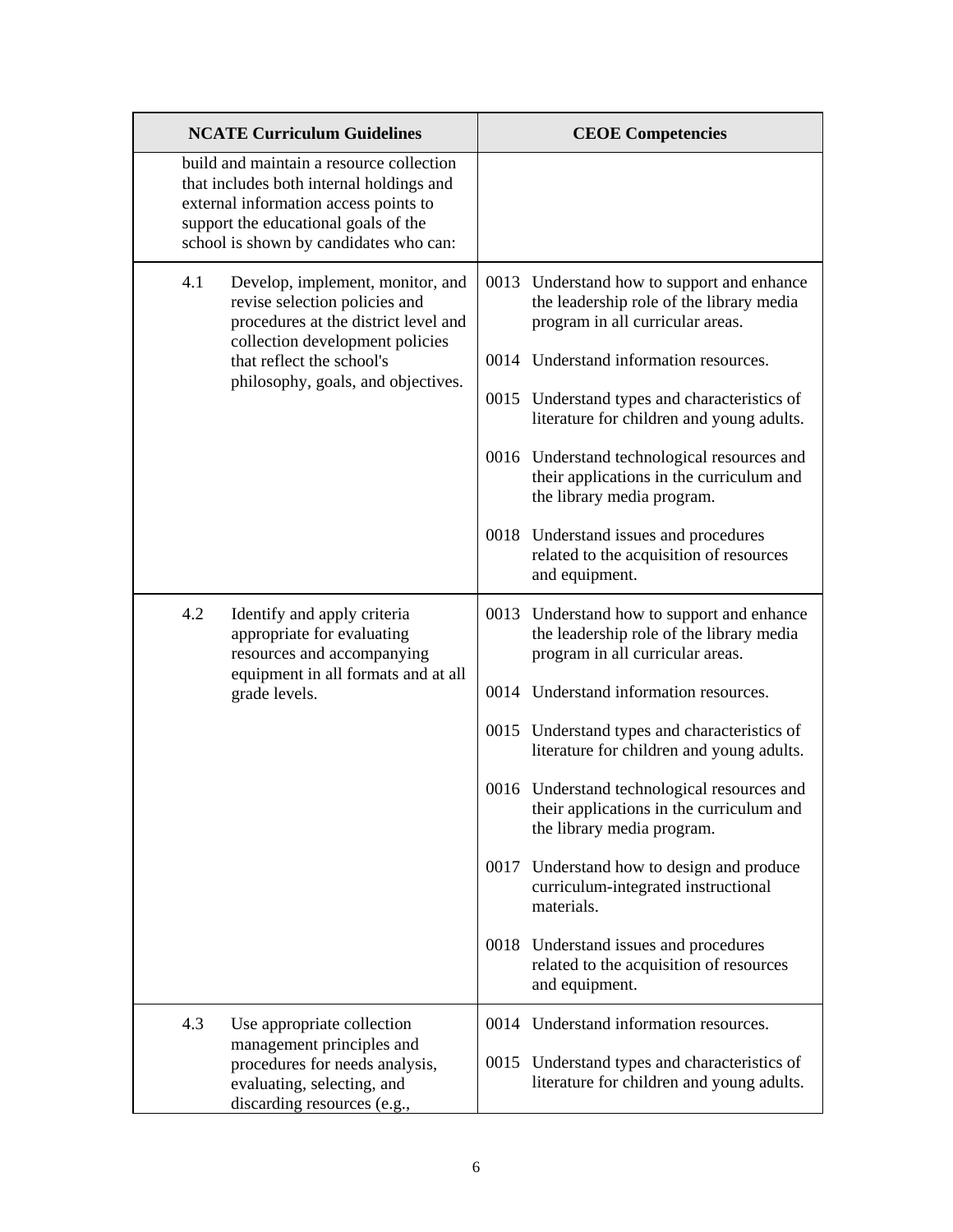| NCATE Curriculum Guidelines | CEOE Competencies |
|---|---|
| build and maintain a resource collection that includes both internal holdings and external information access points to support the educational goals of the school is shown by candidates who can: | |
| 4.1 Develop, implement, monitor, and revise selection policies and procedures at the district level and collection development policies that reflect the school's philosophy, goals, and objectives. | 0013 Understand how to support and enhance the leadership role of the library media program in all curricular areas.<br><br>0014 Understand information resources.<br><br>0015 Understand types and characteristics of literature for children and young adults.<br><br>0016 Understand technological resources and their applications in the curriculum and the library media program.<br><br>0018 Understand issues and procedures related to the acquisition of resources and equipment. |
| 4.2 Identify and apply criteria appropriate for evaluating resources and accompanying equipment in all formats and at all grade levels. | 0013 Understand how to support and enhance the leadership role of the library media program in all curricular areas.<br><br>0014 Understand information resources.<br><br>0015 Understand types and characteristics of literature for children and young adults.<br><br>0016 Understand technological resources and their applications in the curriculum and the library media program.<br><br>0017 Understand how to design and produce curriculum-integrated instructional materials.<br><br>0018 Understand issues and procedures related to the acquisition of resources and equipment. |
| 4.3 Use appropriate collection management principles and procedures for needs analysis, evaluating, selecting, and discarding resources (e.g., | 0014 Understand information resources.<br><br>0015 Understand types and characteristics of literature for children and young adults. |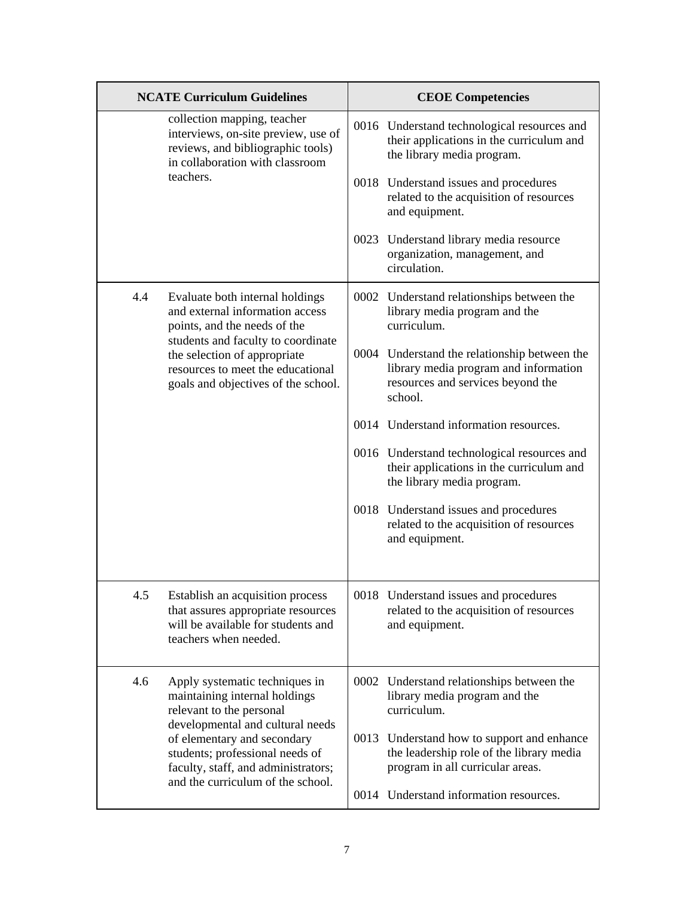| NCATE Curriculum Guidelines | | CEOE Competencies |
|---|---|---|
| | collection mapping, teacher interviews, on-site preview, use of reviews, and bibliographic tools) in collaboration with classroom teachers. | 0016 Understand technological resources and their applications in the curriculum and the library media program.<br><br>0018 Understand issues and procedures related to the acquisition of resources and equipment.<br><br>0023 Understand library media resource organization, management, and circulation. |
| 4.4 | Evaluate both internal holdings and external information access points, and the needs of the students and faculty to coordinate the selection of appropriate resources to meet the educational goals and objectives of the school. | 0002 Understand relationships between the library media program and the curriculum.<br><br>0004 Understand the relationship between the library media program and information resources and services beyond the school.<br><br>0014 Understand information resources.<br><br>0016 Understand technological resources and their applications in the curriculum and the library media program.<br><br>0018 Understand issues and procedures related to the acquisition of resources and equipment. |
| 4.5 | Establish an acquisition process that assures appropriate resources will be available for students and teachers when needed. | 0018 Understand issues and procedures related to the acquisition of resources and equipment. |
| 4.6 | Apply systematic techniques in maintaining internal holdings relevant to the personal developmental and cultural needs of elementary and secondary students; professional needs of faculty, staff, and administrators; and the curriculum of the school. | 0002 Understand relationships between the library media program and the curriculum.<br><br>0013 Understand how to support and enhance the leadership role of the library media program in all curricular areas.<br><br>0014 Understand information resources. |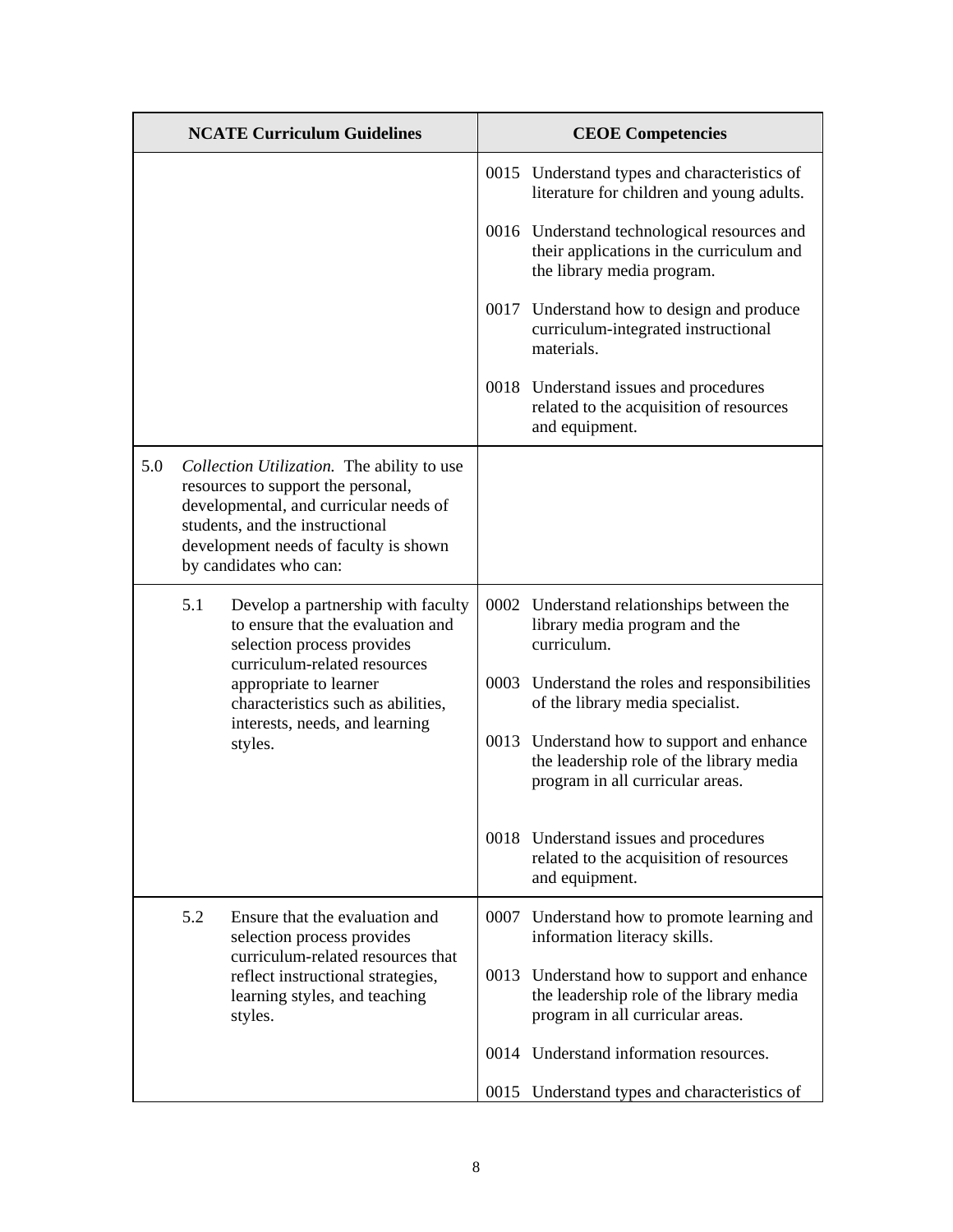| NCATE Curriculum Guidelines | CEOE Competencies |
| --- | --- |
| | 0015 Understand types and characteristics of literature for children and young adults.<br><br>0016 Understand technological resources and their applications in the curriculum and the library media program.<br><br>0017 Understand how to design and produce curriculum-integrated instructional materials.<br><br>0018 Understand issues and procedures related to the acquisition of resources and equipment. |
| 5.0 *Collection Utilization.* The ability to use resources to support the personal, developmental, and curricular needs of students, and the instructional development needs of faculty is shown by candidates who can: | |
| 5.1 Develop a partnership with faculty to ensure that the evaluation and selection process provides curriculum-related resources appropriate to learner characteristics such as abilities, interests, needs, and learning styles. | 0002 Understand relationships between the library media program and the curriculum.<br><br>0003 Understand the roles and responsibilities of the library media specialist.<br><br>0013 Understand how to support and enhance the leadership role of the library media program in all curricular areas.<br><br>0018 Understand issues and procedures related to the acquisition of resources and equipment. |
| 5.2 Ensure that the evaluation and selection process provides curriculum-related resources that reflect instructional strategies, learning styles, and teaching styles. | 0007 Understand how to promote learning and information literacy skills.<br><br>0013 Understand how to support and enhance the leadership role of the library media program in all curricular areas.<br><br>0014 Understand information resources.<br><br>0015 Understand types and characteristics of |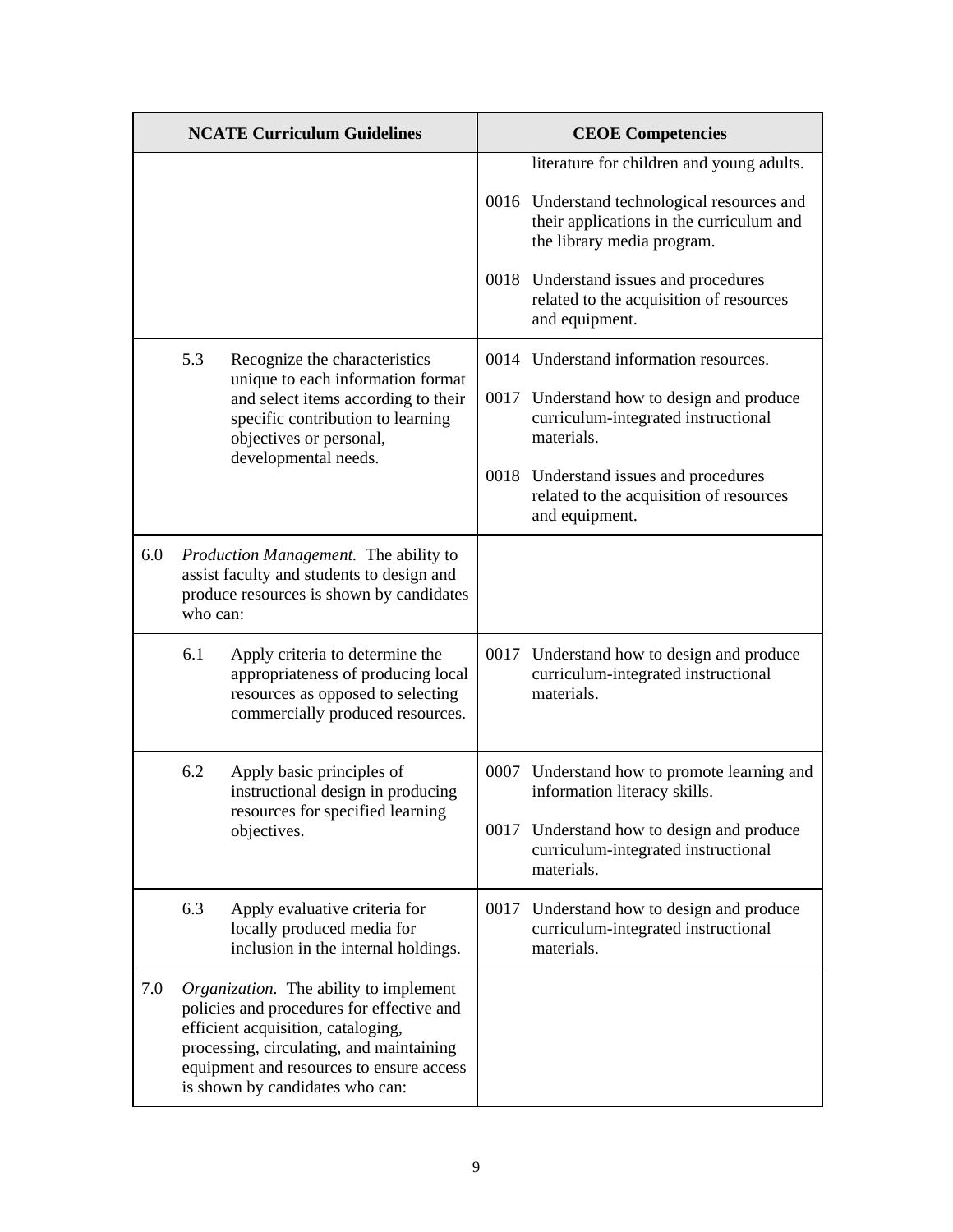| NCATE Curriculum Guidelines | CEOE Competencies |
|---|---|
| | literature for children and young adults.<br><br>0016 Understand technological resources and their applications in the curriculum and the library media program.<br><br>0018 Understand issues and procedures related to the acquisition of resources and equipment. |
| 5.3 Recognize the characteristics unique to each information format and select items according to their specific contribution to learning objectives or personal, developmental needs. | 0014 Understand information resources.<br><br>0017 Understand how to design and produce curriculum-integrated instructional materials.<br><br>0018 Understand issues and procedures related to the acquisition of resources and equipment. |
| 6.0 *Production Management.* The ability to assist faculty and students to design and produce resources is shown by candidates who can: | |
| 6.1 Apply criteria to determine the appropriateness of producing local resources as opposed to selecting commercially produced resources. | 0017 Understand how to design and produce curriculum-integrated instructional materials. |
| 6.2 Apply basic principles of instructional design in producing resources for specified learning objectives. | 0007 Understand how to promote learning and information literacy skills.<br><br>0017 Understand how to design and produce curriculum-integrated instructional materials. |
| 6.3 Apply evaluative criteria for locally produced media for inclusion in the internal holdings. | 0017 Understand how to design and produce curriculum-integrated instructional materials. |
| 7.0 *Organization.* The ability to implement policies and procedures for effective and efficient acquisition, cataloging, processing, circulating, and maintaining equipment and resources to ensure access is shown by candidates who can: | |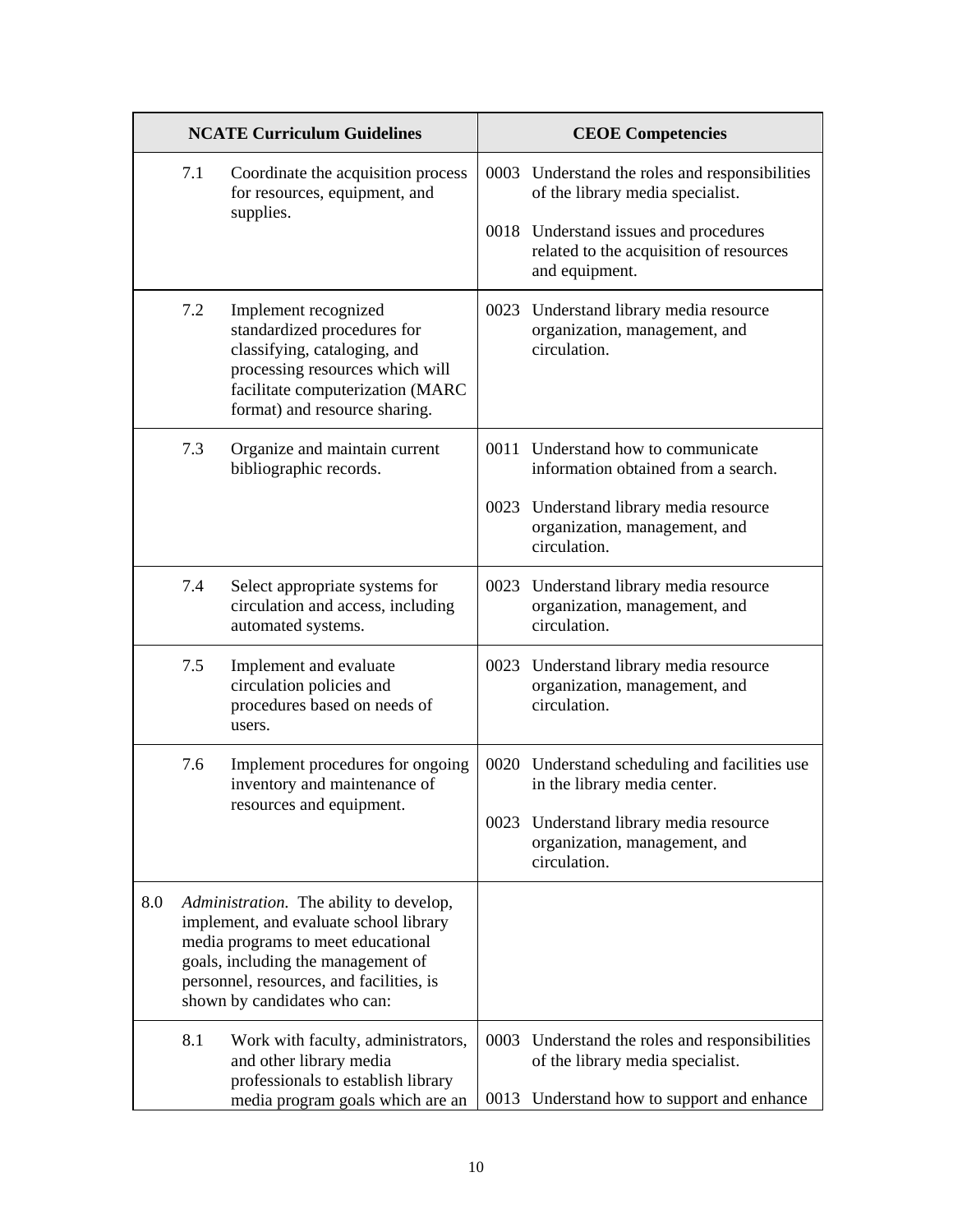| NCATE Curriculum Guidelines | CEOE Competencies |
| --- | --- |
| 7.1 Coordinate the acquisition process for resources, equipment, and supplies. | 0003 Understand the roles and responsibilities of the library media specialist.<br><br>0018 Understand issues and procedures related to the acquisition of resources and equipment. |
| 7.2 Implement recognized standardized procedures for classifying, cataloging, and processing resources which will facilitate computerization (MARC format) and resource sharing. | 0023 Understand library media resource organization, management, and circulation. |
| 7.3 Organize and maintain current bibliographic records. | 0011 Understand how to communicate information obtained from a search.<br><br>0023 Understand library media resource organization, management, and circulation. |
| 7.4 Select appropriate systems for circulation and access, including automated systems. | 0023 Understand library media resource organization, management, and circulation. |
| 7.5 Implement and evaluate circulation policies and procedures based on needs of users. | 0023 Understand library media resource organization, management, and circulation. |
| 7.6 Implement procedures for ongoing inventory and maintenance of resources and equipment. | 0020 Understand scheduling and facilities use in the library media center.<br><br>0023 Understand library media resource organization, management, and circulation. |
| 8.0 *Administration.* The ability to develop, implement, and evaluate school library media programs to meet educational goals, including the management of personnel, resources, and facilities, is shown by candidates who can: | |
| 8.1 Work with faculty, administrators, and other library media professionals to establish library media program goals which are an | 0003 Understand the roles and responsibilities of the library media specialist.<br><br>0013 Understand how to support and enhance |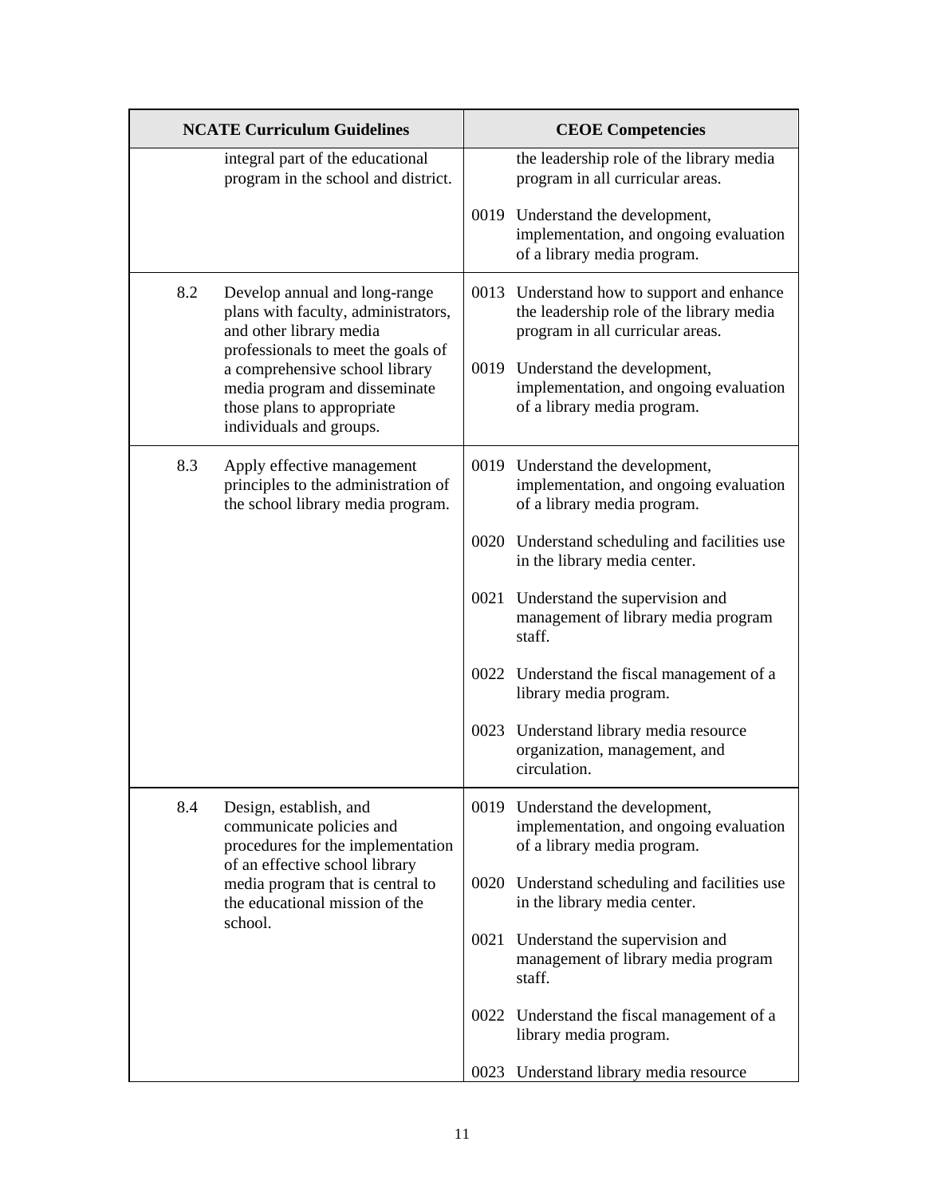| NCATE Curriculum Guidelines | | CEOE Competencies |
|---|---|---|
| | integral part of the educational program in the school and district. | the leadership role of the library media program in all curricular areas.<br><br>0019 Understand the development, implementation, and ongoing evaluation of a library media program. |
| 8.2 | Develop annual and long-range plans with faculty, administrators, and other library media professionals to meet the goals of a comprehensive school library media program and disseminate those plans to appropriate individuals and groups. | 0013 Understand how to support and enhance the leadership role of the library media program in all curricular areas.<br><br>0019 Understand the development, implementation, and ongoing evaluation of a library media program. |
| 8.3 | Apply effective management principles to the administration of the school library media program. | 0019 Understand the development, implementation, and ongoing evaluation of a library media program.<br><br>0020 Understand scheduling and facilities use in the library media center.<br><br>0021 Understand the supervision and management of library media program staff.<br><br>0022 Understand the fiscal management of a library media program.<br><br>0023 Understand library media resource organization, management, and circulation. |
| 8.4 | Design, establish, and communicate policies and procedures for the implementation of an effective school library media program that is central to the educational mission of the school. | 0019 Understand the development, implementation, and ongoing evaluation of a library media program.<br><br>0020 Understand scheduling and facilities use in the library media center.<br><br>0021 Understand the supervision and management of library media program staff.<br><br>0022 Understand the fiscal management of a library media program.<br><br>0023 Understand library media resource |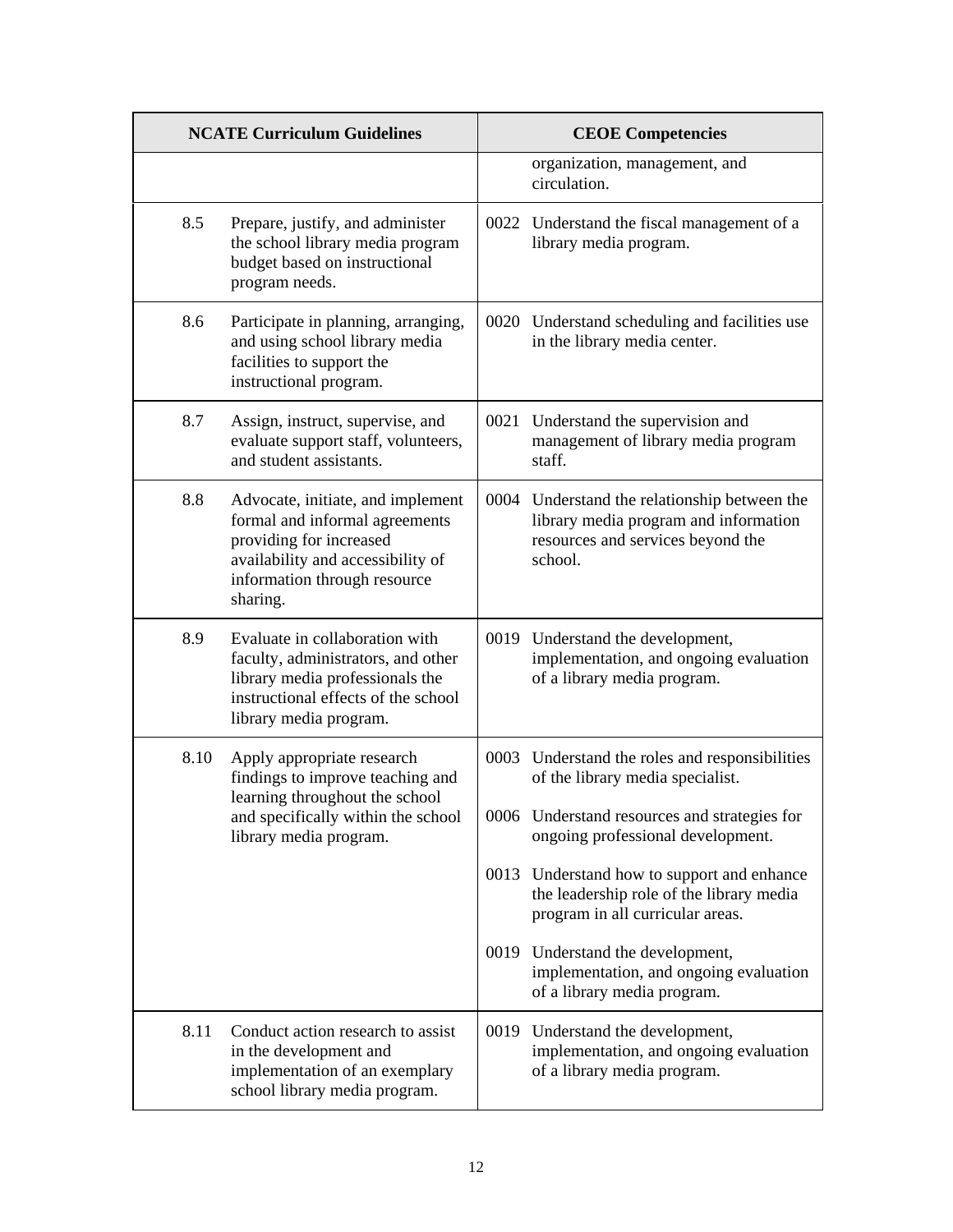| NCATE Curriculum Guidelines | | CEOE Competencies | |
|---|---|---|---|
| | | | organization, management, and circulation. |
| 8.5 | Prepare, justify, and administer the school library media program budget based on instructional program needs. | 0022 | Understand the fiscal management of a library media program. |
| 8.6 | Participate in planning, arranging, and using school library media facilities to support the instructional program. | 0020 | Understand scheduling and facilities use in the library media center. |
| 8.7 | Assign, instruct, supervise, and evaluate support staff, volunteers, and student assistants. | 0021 | Understand the supervision and management of library media program staff. |
| 8.8 | Advocate, initiate, and implement formal and informal agreements providing for increased availability and accessibility of information through resource sharing. | 0004 | Understand the relationship between the library media program and information resources and services beyond the school. |
| 8.9 | Evaluate in collaboration with faculty, administrators, and other library media professionals the instructional effects of the school library media program. | 0019 | Understand the development, implementation, and ongoing evaluation of a library media program. |
| 8.10 | Apply appropriate research findings to improve teaching and learning throughout the school and specifically within the school library media program. | 0003 | Understand the roles and responsibilities of the library media specialist. |
| | | 0006 | Understand resources and strategies for ongoing professional development. |
| | | 0013 | Understand how to support and enhance the leadership role of the library media program in all curricular areas. |
| | | 0019 | Understand the development, implementation, and ongoing evaluation of a library media program. |
| 8.11 | Conduct action research to assist in the development and implementation of an exemplary school library media program. | 0019 | Understand the development, implementation, and ongoing evaluation of a library media program. |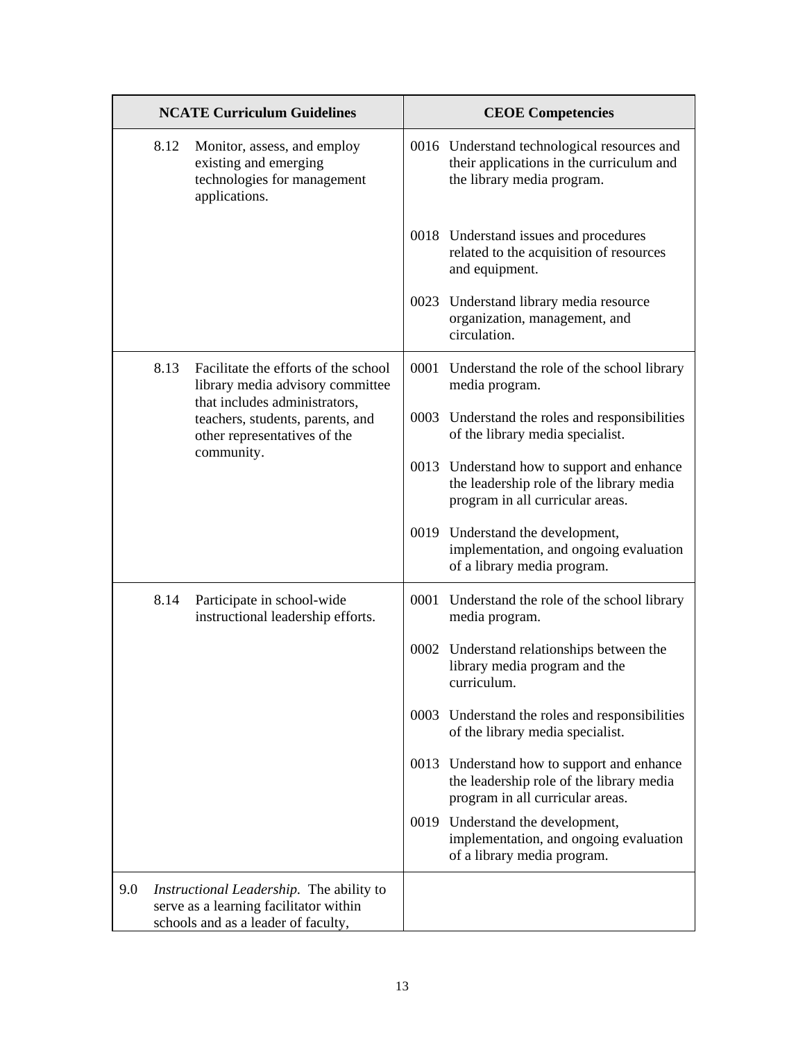| NCATE Curriculum Guidelines | CEOE Competencies |
|---|---|
| 8.12 Monitor, assess, and employ existing and emerging technologies for management applications. | 0016 Understand technological resources and their applications in the curriculum and the library media program.<br><br>0018 Understand issues and procedures related to the acquisition of resources and equipment.<br><br>0023 Understand library media resource organization, management, and circulation. |
| 8.13 Facilitate the efforts of the school library media advisory committee that includes administrators, teachers, students, parents, and other representatives of the community. | 0001 Understand the role of the school library media program.<br><br>0003 Understand the roles and responsibilities of the library media specialist.<br><br>0013 Understand how to support and enhance the leadership role of the library media program in all curricular areas.<br><br>0019 Understand the development, implementation, and ongoing evaluation of a library media program. |
| 8.14 Participate in school-wide instructional leadership efforts. | 0001 Understand the role of the school library media program.<br><br>0002 Understand relationships between the library media program and the curriculum.<br><br>0003 Understand the roles and responsibilities of the library media specialist.<br><br>0013 Understand how to support and enhance the leadership role of the library media program in all curricular areas.<br><br>0019 Understand the development, implementation, and ongoing evaluation of a library media program. |
| 9.0 *Instructional Leadership.* The ability to serve as a learning facilitator within schools and as a leader of faculty, | |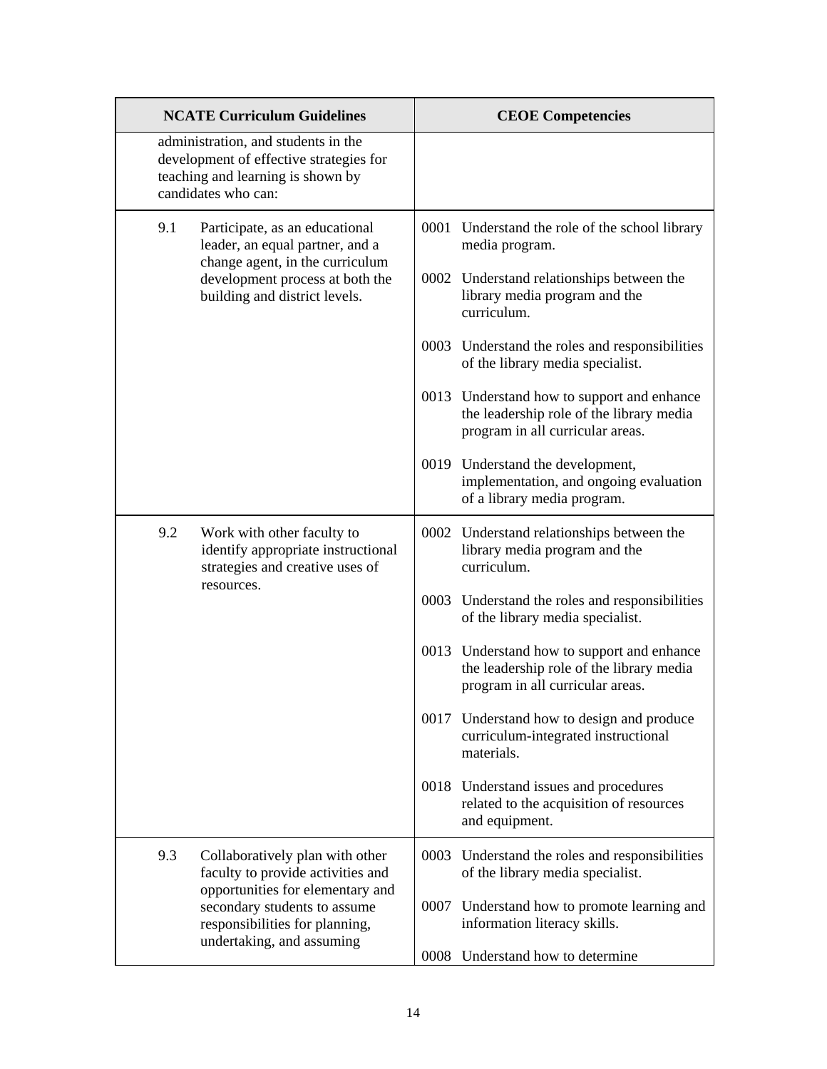| NCATE Curriculum Guidelines | CEOE Competencies |
|---|---|
| administration, and students in the development of effective strategies for teaching and learning is shown by candidates who can: | |
| 9.1 Participate, as an educational leader, an equal partner, and a change agent, in the curriculum development process at both the building and district levels. | 0001 Understand the role of the school library media program.<br><br>0002 Understand relationships between the library media program and the curriculum.<br><br>0003 Understand the roles and responsibilities of the library media specialist.<br><br>0013 Understand how to support and enhance the leadership role of the library media program in all curricular areas.<br><br>0019 Understand the development, implementation, and ongoing evaluation of a library media program. |
| 9.2 Work with other faculty to identify appropriate instructional strategies and creative uses of resources. | 0002 Understand relationships between the library media program and the curriculum.<br><br>0003 Understand the roles and responsibilities of the library media specialist.<br><br>0013 Understand how to support and enhance the leadership role of the library media program in all curricular areas.<br><br>0017 Understand how to design and produce curriculum-integrated instructional materials.<br><br>0018 Understand issues and procedures related to the acquisition of resources and equipment. |
| 9.3 Collaboratively plan with other faculty to provide activities and opportunities for elementary and secondary students to assume responsibilities for planning, undertaking, and assuming | 0003 Understand the roles and responsibilities of the library media specialist.<br><br>0007 Understand how to promote learning and information literacy skills.<br><br>0008 Understand how to determine |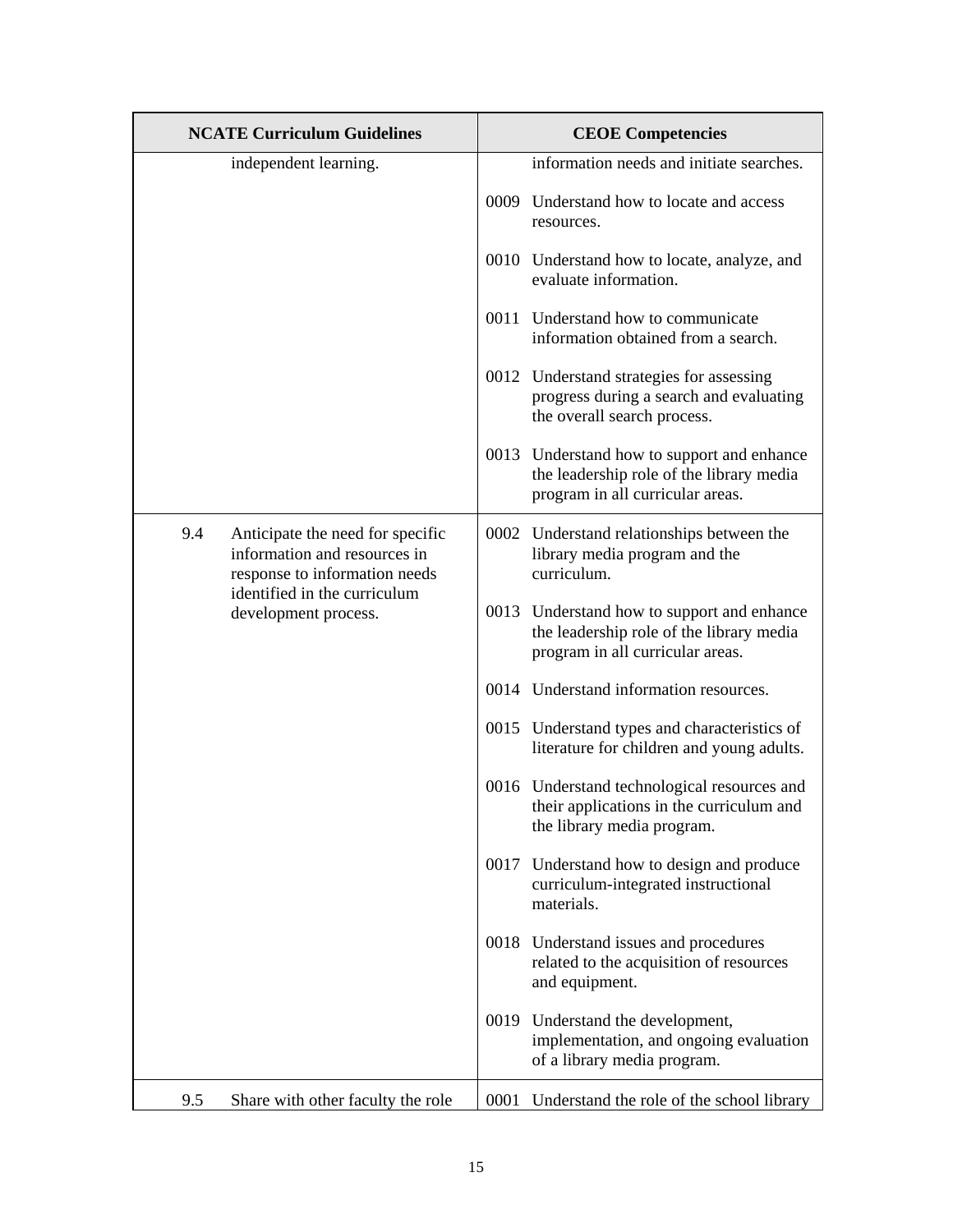| NCATE Curriculum Guidelines | CEOE Competencies |
|---|---|
| independent learning. | information needs and initiate searches.<br><br>0009 Understand how to locate and access resources.<br><br>0010 Understand how to locate, analyze, and evaluate information.<br><br>0011 Understand how to communicate information obtained from a search.<br><br>0012 Understand strategies for assessing progress during a search and evaluating the overall search process.<br><br>0013 Understand how to support and enhance the leadership role of the library media program in all curricular areas. |
| 9.4 Anticipate the need for specific information and resources in response to information needs identified in the curriculum development process. | 0002 Understand relationships between the library media program and the curriculum.<br><br>0013 Understand how to support and enhance the leadership role of the library media program in all curricular areas.<br><br>0014 Understand information resources.<br><br>0015 Understand types and characteristics of literature for children and young adults.<br><br>0016 Understand technological resources and their applications in the curriculum and the library media program.<br><br>0017 Understand how to design and produce curriculum-integrated instructional materials.<br><br>0018 Understand issues and procedures related to the acquisition of resources and equipment.<br><br>0019 Understand the development, implementation, and ongoing evaluation of a library media program. |
| 9.5 Share with other faculty the role | 0001 Understand the role of the school library |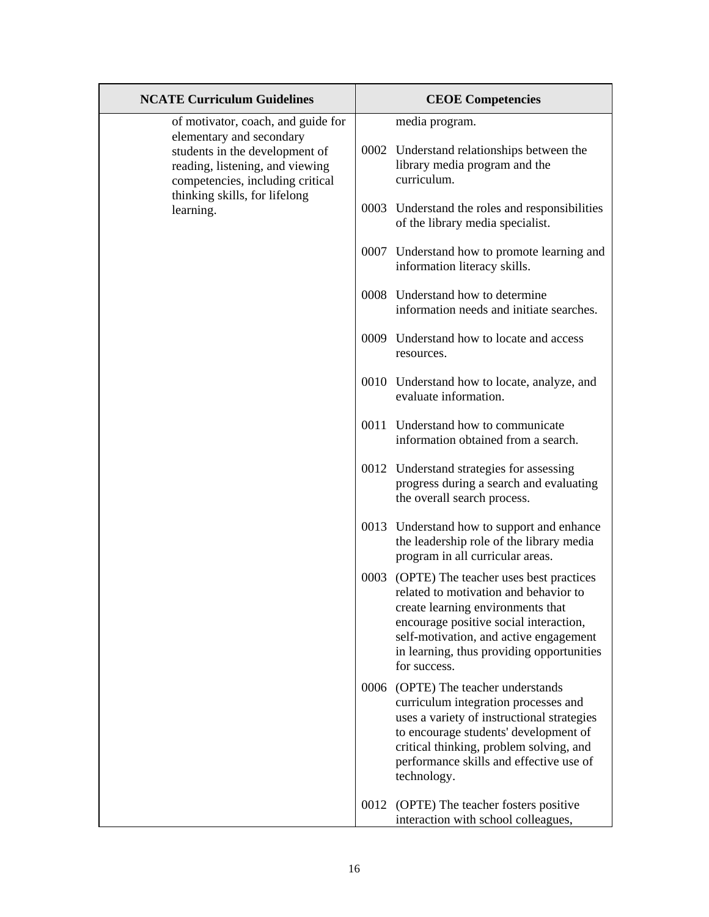| NCATE Curriculum Guidelines | CEOE Competencies |
| --- | --- |
| of motivator, coach, and guide for elementary and secondary students in the development of reading, listening, and viewing competencies, including critical thinking skills, for lifelong learning. | media program.<br><br>0002 Understand relationships between the library media program and the curriculum.<br><br>0003 Understand the roles and responsibilities of the library media specialist.<br><br>0007 Understand how to promote learning and information literacy skills.<br><br>0008 Understand how to determine information needs and initiate searches.<br><br>0009 Understand how to locate and access resources.<br><br>0010 Understand how to locate, analyze, and evaluate information.<br><br>0011 Understand how to communicate information obtained from a search.<br><br>0012 Understand strategies for assessing progress during a search and evaluating the overall search process.<br><br>0013 Understand how to support and enhance the leadership role of the library media program in all curricular areas.<br><br>0003 (OPTE) The teacher uses best practices related to motivation and behavior to create learning environments that encourage positive social interaction, self-motivation, and active engagement in learning, thus providing opportunities for success.<br><br>0006 (OPTE) The teacher understands curriculum integration processes and uses a variety of instructional strategies to encourage students' development of critical thinking, problem solving, and performance skills and effective use of technology.<br><br>0012 (OPTE) The teacher fosters positive interaction with school colleagues, |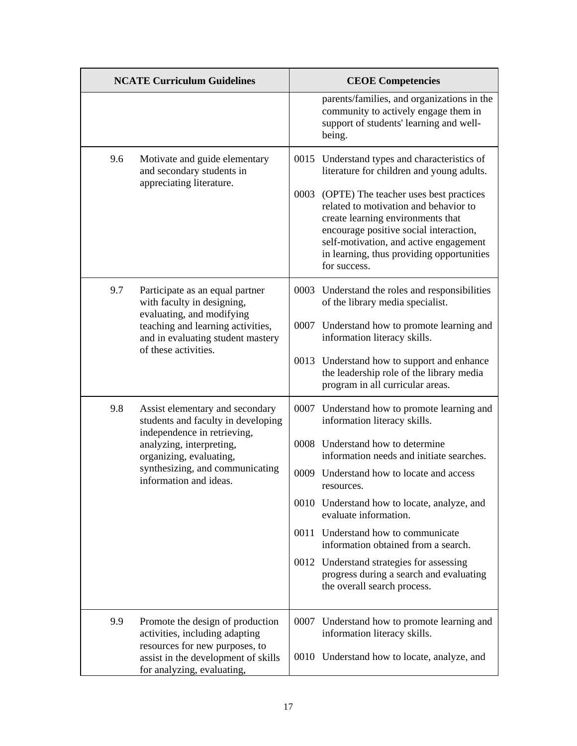| NCATE Curriculum Guidelines | | CEOE Competencies | |
|---|---|---|---|
| | | | parents/families, and organizations in the community to actively engage them in support of students' learning and well-being. |
| 9.6 | Motivate and guide elementary and secondary students in appreciating literature. | 0015 | Understand types and characteristics of literature for children and young adults. |
| | | 0003 | (OPTE) The teacher uses best practices related to motivation and behavior to create learning environments that encourage positive social interaction, self-motivation, and active engagement in learning, thus providing opportunities for success. |
| 9.7 | Participate as an equal partner with faculty in designing, evaluating, and modifying teaching and learning activities, and in evaluating student mastery of these activities. | 0003 | Understand the roles and responsibilities of the library media specialist. |
| | | 0007 | Understand how to promote learning and information literacy skills. |
| | | 0013 | Understand how to support and enhance the leadership role of the library media program in all curricular areas. |
| 9.8 | Assist elementary and secondary students and faculty in developing independence in retrieving, analyzing, interpreting, organizing, evaluating, synthesizing, and communicating information and ideas. | 0007 | Understand how to promote learning and information literacy skills. |
| | | 0008 | Understand how to determine information needs and initiate searches. |
| | | 0009 | Understand how to locate and access resources. |
| | | 0010 | Understand how to locate, analyze, and evaluate information. |
| | | 0011 | Understand how to communicate information obtained from a search. |
| | | 0012 | Understand strategies for assessing progress during a search and evaluating the overall search process. |
| 9.9 | Promote the design of production activities, including adapting resources for new purposes, to assist in the development of skills for analyzing, evaluating, | 0007 | Understand how to promote learning and information literacy skills. |
| | | 0010 | Understand how to locate, analyze, and |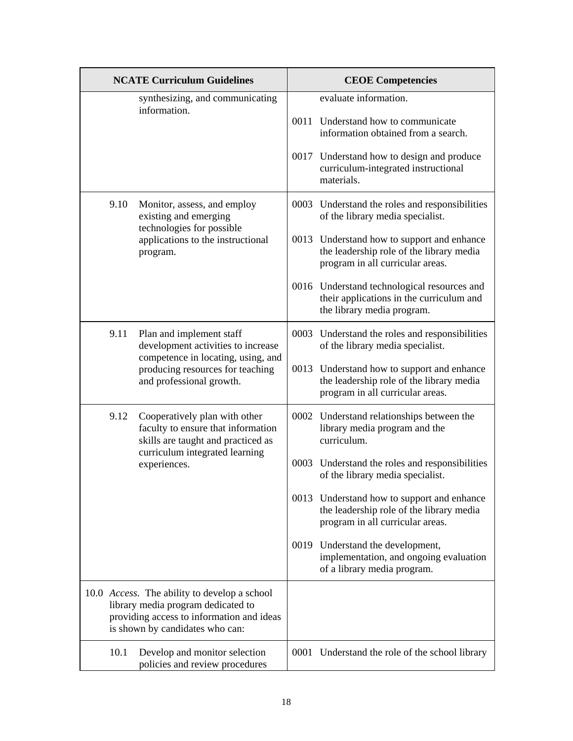| NCATE Curriculum Guidelines | CEOE Competencies |
|---|---|
| synthesizing, and communicating information. | evaluate information.<br><br>0011 Understand how to communicate information obtained from a search.<br><br>0017 Understand how to design and produce curriculum-integrated instructional materials. |
| 9.10 Monitor, assess, and employ existing and emerging technologies for possible applications to the instructional program. | 0003 Understand the roles and responsibilities of the library media specialist.<br><br>0013 Understand how to support and enhance the leadership role of the library media program in all curricular areas.<br><br>0016 Understand technological resources and their applications in the curriculum and the library media program. |
| 9.11 Plan and implement staff development activities to increase competence in locating, using, and producing resources for teaching and professional growth. | 0003 Understand the roles and responsibilities of the library media specialist.<br><br>0013 Understand how to support and enhance the leadership role of the library media program in all curricular areas. |
| 9.12 Cooperatively plan with other faculty to ensure that information skills are taught and practiced as curriculum integrated learning experiences. | 0002 Understand relationships between the library media program and the curriculum.<br><br>0003 Understand the roles and responsibilities of the library media specialist.<br><br>0013 Understand how to support and enhance the leadership role of the library media program in all curricular areas.<br><br>0019 Understand the development, implementation, and ongoing evaluation of a library media program. |
| 10.0 *Access.* The ability to develop a school library media program dedicated to providing access to information and ideas is shown by candidates who can: | |
| 10.1 Develop and monitor selection policies and review procedures | 0001 Understand the role of the school library |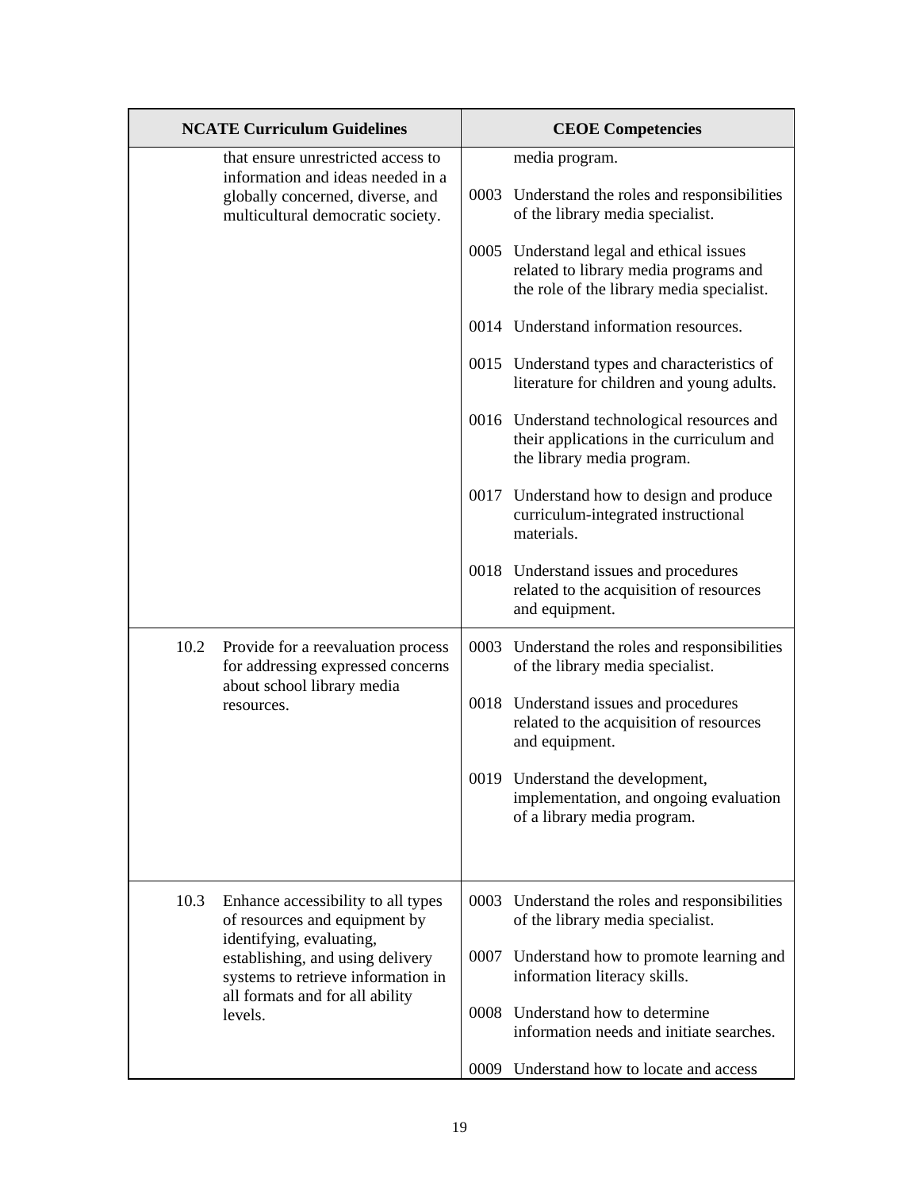| NCATE Curriculum Guidelines | CEOE Competencies |
|---|---|
| that ensure unrestricted access to information and ideas needed in a globally concerned, diverse, and multicultural democratic society. | media program.<br><br>0003 Understand the roles and responsibilities of the library media specialist.<br><br>0005 Understand legal and ethical issues related to library media programs and the role of the library media specialist.<br><br>0014 Understand information resources.<br><br>0015 Understand types and characteristics of literature for children and young adults.<br><br>0016 Understand technological resources and their applications in the curriculum and the library media program.<br><br>0017 Understand how to design and produce curriculum-integrated instructional materials.<br><br>0018 Understand issues and procedures related to the acquisition of resources and equipment. |
| 10.2 Provide for a reevaluation process for addressing expressed concerns about school library media resources. | 0003 Understand the roles and responsibilities of the library media specialist.<br><br>0018 Understand issues and procedures related to the acquisition of resources and equipment.<br><br>0019 Understand the development, implementation, and ongoing evaluation of a library media program. |
| 10.3 Enhance accessibility to all types of resources and equipment by identifying, evaluating, establishing, and using delivery systems to retrieve information in all formats and for all ability levels. | 0003 Understand the roles and responsibilities of the library media specialist.<br><br>0007 Understand how to promote learning and information literacy skills.<br><br>0008 Understand how to determine information needs and initiate searches.<br><br>0009 Understand how to locate and access |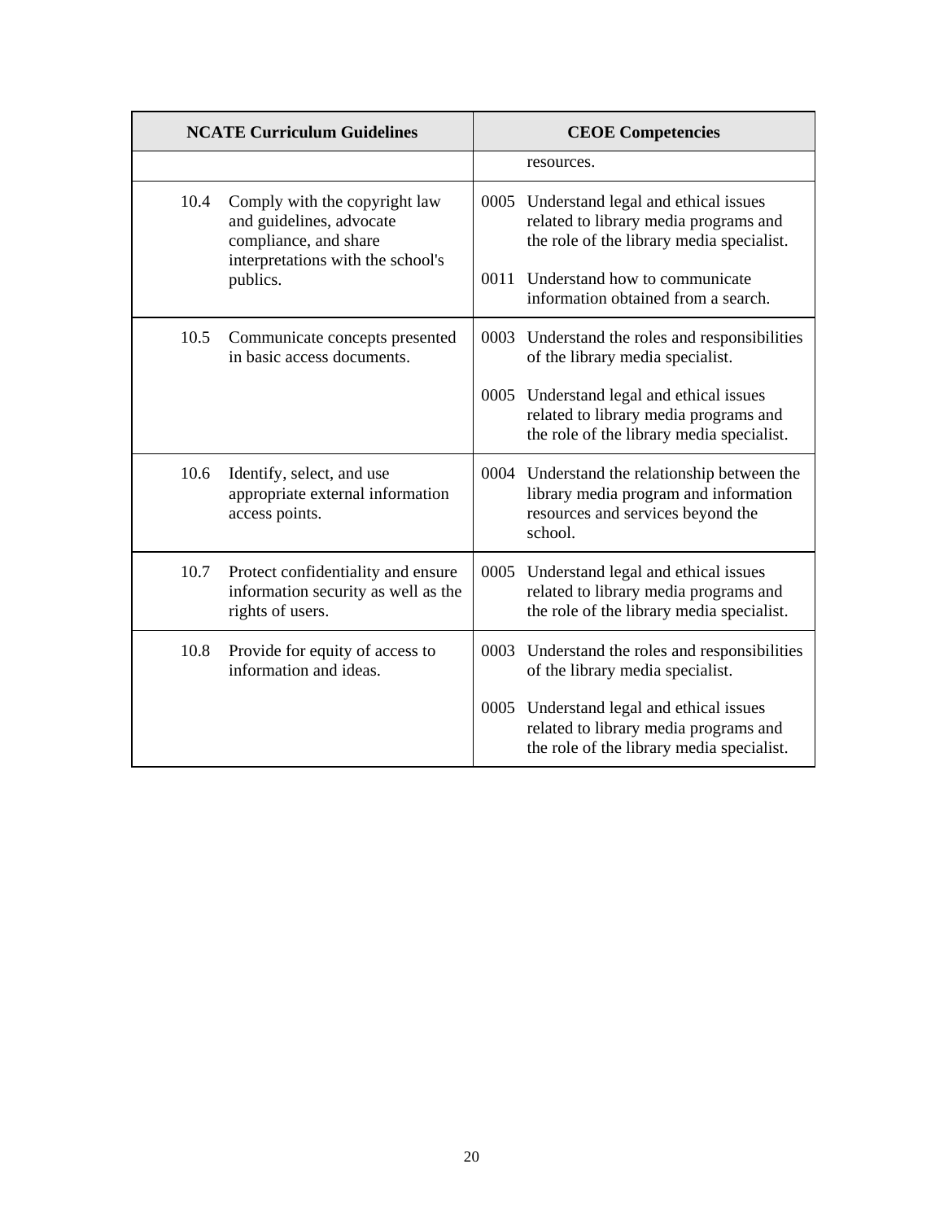| NCATE Curriculum Guidelines | CEOE Competencies |
| --- | --- |
| | resources. |
| 10.4 Comply with the copyright law and guidelines, advocate compliance, and share interpretations with the school's publics. | 0005 Understand legal and ethical issues related to library media programs and the role of the library media specialist.<br><br>0011 Understand how to communicate information obtained from a search. |
| 10.5 Communicate concepts presented in basic access documents. | 0003 Understand the roles and responsibilities of the library media specialist.<br><br>0005 Understand legal and ethical issues related to library media programs and the role of the library media specialist. |
| 10.6 Identify, select, and use appropriate external information access points. | 0004 Understand the relationship between the library media program and information resources and services beyond the school. |
| 10.7 Protect confidentiality and ensure information security as well as the rights of users. | 0005 Understand legal and ethical issues related to library media programs and the role of the library media specialist. |
| 10.8 Provide for equity of access to information and ideas. | 0003 Understand the roles and responsibilities of the library media specialist.<br><br>0005 Understand legal and ethical issues related to library media programs and the role of the library media specialist. |